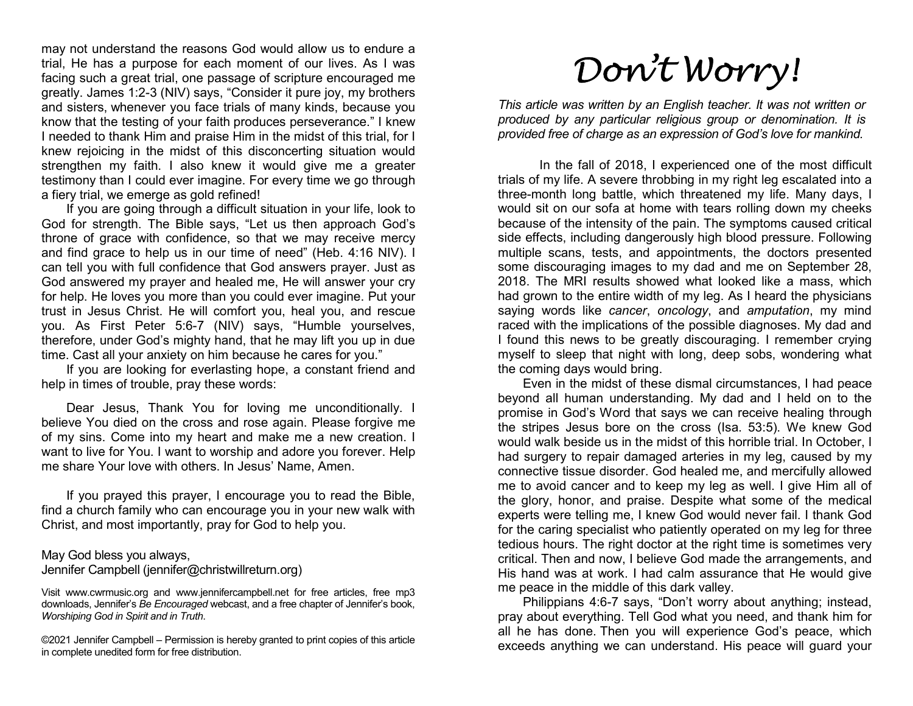# Don't Worry!

*This article was written by an English teacher. It was not written or produced by any particular religious group or denomination. It is provided free of charge as an expression of God's love for mankind.*

In the fall of 2018, I experienced one of the most difficult trials of my life. A severe throbbing in my right leg escalated into a three-month long battle, which threatened my life. Many days, I would sit on our sofa at home with tears rolling down my cheeks because of the intensity of the pain. The symptoms caused critical side effects, including dangerously high blood pressure. Following multiple scans, tests, and appointments, the doctors presented some discouraging images to my dad and me on September 28, 2018. The MRI results showed what looked like a mass, which had grown to the entire width of my leg. As I heard the physicians saying words like *cancer*, *oncology*, and *amputation*, my mind raced with the implications of the possible diagnoses. My dad and I found this news to be greatly discouraging. I remember crying myself to sleep that night with long, deep sobs, wondering what the coming days would bring.

Even in the midst of these dismal circumstances, I had peace beyond all human understanding. My dad and I held on to the promise in God's Word that says we can receive healing through the stripes Jesus bore on the cross (Isa. 53:5). We knew God would walk beside us in the midst of this horrible trial. In October, I had surgery to repair damaged arteries in my leg, caused by my connective tissue disorder. God healed me, and mercifully allowed me to avoid cancer and to keep my leg as well. I give Him all of the glory, honor, and praise. Despite what some of the medical experts were telling me, I knew God would never fail. I thank God for the caring specialist who patiently operated on my leg for three tedious hours. The right doctor at the right time is sometimes very critical. Then and now, I believe God made the arrangements, and His hand was at work. I had calm assurance that He would give me peace in the middle of this dark valley.

Philippians 4:6-7 says, "Don't worry about anything; instead, pray about everything. Tell God what you need, and thank him for all he has done. Then you will experience God's peace, which exceeds anything we can understand. His peace will guard your

may not understand the reasons God would allow us to endure a trial, He has a purpose for each moment of our lives. As I was facing such a great trial, one passage of scripture encouraged me greatly. James 1:2-3 (NIV) says, "Consider it pure joy, my brothers and sisters, whenever you face trials of many kinds, because you know that the testing of your faith produces perseverance." I knew I needed to thank Him and praise Him in the midst of this trial, for I knew rejoicing in the midst of this disconcerting situation would strengthen my faith. I also knew it would give me a greater testimony than I could ever imagine. For every time we go through a fiery trial, we emerge as gold refined!

If you are going through a difficult situation in your life, look to God for strength. The Bible says, "Let us then approach God's throne of grace with confidence, so that we may receive mercy and find grace to help us in our time of need" (Heb. 4:16 NIV). I can tell you with full confidence that God answers prayer. Just as God answered my prayer and healed me, He will answer your cry for help. He loves you more than you could ever imagine. Put your trust in Jesus Christ. He will comfort you, heal you, and rescue you. As First Peter 5:6-7 (NIV) says, "Humble yourselves, therefore, under God's mighty hand, that he may lift you up in due time. Cast all your anxiety on him because he cares for you."

If you are looking for everlasting hope, a constant friend and help in times of trouble, pray these words:

Dear Jesus, Thank You for loving me unconditionally. I believe You died on the cross and rose again. Please forgive me of my sins. Come into my heart and make me a new creation. I want to live for You. I want to worship and adore you forever. Help me share Your love with others. In Jesus' Name, Amen.

If you prayed this prayer, I encourage you to read the Bible, find a church family who can encourage you in your new walk with Christ, and most importantly, pray for God to help you.

May God bless you always,
Jennifer Campbell (jennifer@christwillreturn.org)

Visit www.cwrmusic.org and www.jennifercampbell.net for free articles, free mp3 downloads, Jennifer's *Be Encouraged* webcast, and a free chapter of Jennifer's book, *Worshiping God in Spirit and in Truth*.

©2021 Jennifer Campbell – Permission is hereby granted to print copies of this article in complete unedited form for free distribution.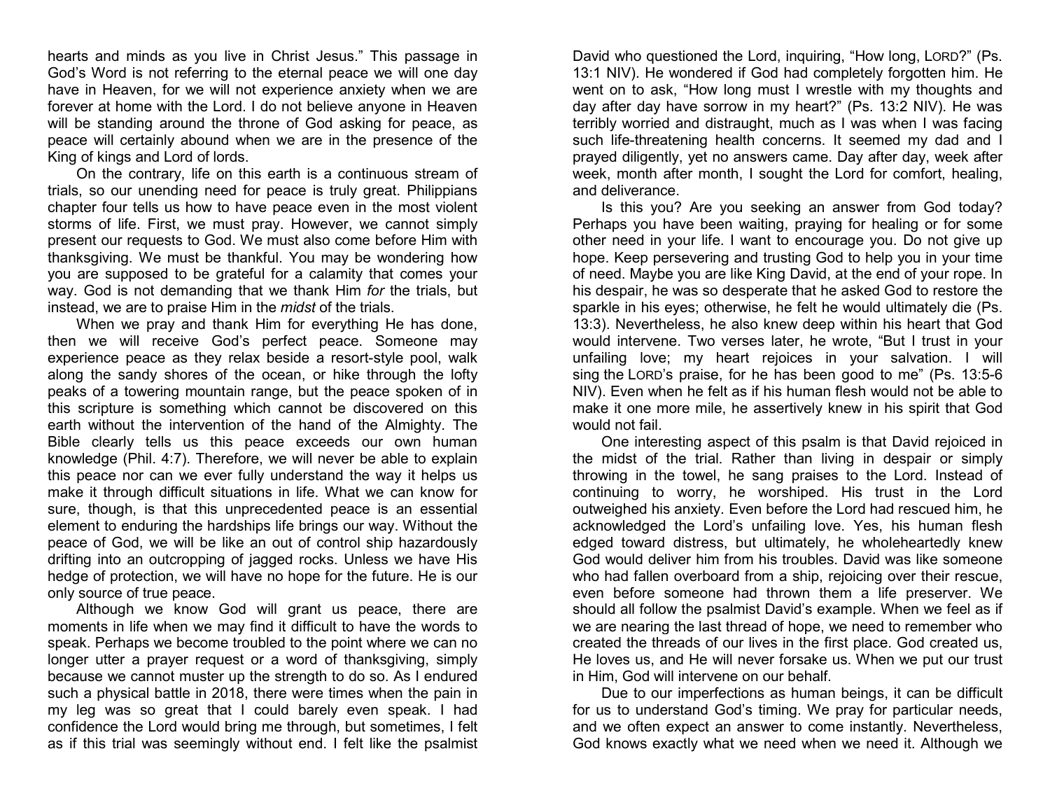hearts and minds as you live in Christ Jesus." This passage in God's Word is not referring to the eternal peace we will one day have in Heaven, for we will not experience anxiety when we are forever at home with the Lord. I do not believe anyone in Heaven will be standing around the throne of God asking for peace, as peace will certainly abound when we are in the presence of the King of kings and Lord of lords.

On the contrary, life on this earth is a continuous stream of trials, so our unending need for peace is truly great. Philippians chapter four tells us how to have peace even in the most violent storms of life. First, we must pray. However, we cannot simply present our requests to God. We must also come before Him with thanksgiving. We must be thankful. You may be wondering how you are supposed to be grateful for a calamity that comes your way. God is not demanding that we thank Him *for* the trials, but instead, we are to praise Him in the *midst* of the trials.

When we pray and thank Him for everything He has done, then we will receive God's perfect peace. Someone may experience peace as they relax beside a resort-style pool, walk along the sandy shores of the ocean, or hike through the lofty peaks of a towering mountain range, but the peace spoken of in this scripture is something which cannot be discovered on this earth without the intervention of the hand of the Almighty. The Bible clearly tells us this peace exceeds our own human knowledge (Phil. 4:7). Therefore, we will never be able to explain this peace nor can we ever fully understand the way it helps us make it through difficult situations in life. What we can know for sure, though, is that this unprecedented peace is an essential element to enduring the hardships life brings our way. Without the peace of God, we will be like an out of control ship hazardously drifting into an outcropping of jagged rocks. Unless we have His hedge of protection, we will have no hope for the future. He is our only source of true peace.

Although we know God will grant us peace, there are moments in life when we may find it difficult to have the words to speak. Perhaps we become troubled to the point where we can no longer utter a prayer request or a word of thanksgiving, simply because we cannot muster up the strength to do so. As I endured such a physical battle in 2018, there were times when the pain in my leg was so great that I could barely even speak. I had confidence the Lord would bring me through, but sometimes, I felt as if this trial was seemingly without end. I felt like the psalmist David who questioned the Lord, inquiring, "How long, LORD?" (Ps. 13:1 NIV). He wondered if God had completely forgotten him. He went on to ask, "How long must I wrestle with my thoughts and day after day have sorrow in my heart?" (Ps. 13:2 NIV). He was terribly worried and distraught, much as I was when I was facing such life-threatening health concerns. It seemed my dad and I prayed diligently, yet no answers came. Day after day, week after week, month after month, I sought the Lord for comfort, healing, and deliverance.

Is this you? Are you seeking an answer from God today? Perhaps you have been waiting, praying for healing or for some other need in your life. I want to encourage you. Do not give up hope. Keep persevering and trusting God to help you in your time of need. Maybe you are like King David, at the end of your rope. In his despair, he was so desperate that he asked God to restore the sparkle in his eyes; otherwise, he felt he would ultimately die (Ps. 13:3). Nevertheless, he also knew deep within his heart that God would intervene. Two verses later, he wrote, "But I trust in your unfailing love; my heart rejoices in your salvation. I will sing the LORD's praise, for he has been good to me" (Ps. 13:5-6 NIV). Even when he felt as if his human flesh would not be able to make it one more mile, he assertively knew in his spirit that God would not fail.

One interesting aspect of this psalm is that David rejoiced in the midst of the trial. Rather than living in despair or simply throwing in the towel, he sang praises to the Lord. Instead of continuing to worry, he worshiped. His trust in the Lord outweighed his anxiety. Even before the Lord had rescued him, he acknowledged the Lord's unfailing love. Yes, his human flesh edged toward distress, but ultimately, he wholeheartedly knew God would deliver him from his troubles. David was like someone who had fallen overboard from a ship, rejoicing over their rescue, even before someone had thrown them a life preserver. We should all follow the psalmist David's example. When we feel as if we are nearing the last thread of hope, we need to remember who created the threads of our lives in the first place. God created us, He loves us, and He will never forsake us. When we put our trust in Him, God will intervene on our behalf.

Due to our imperfections as human beings, it can be difficult for us to understand God's timing. We pray for particular needs, and we often expect an answer to come instantly. Nevertheless, God knows exactly what we need when we need it. Although we